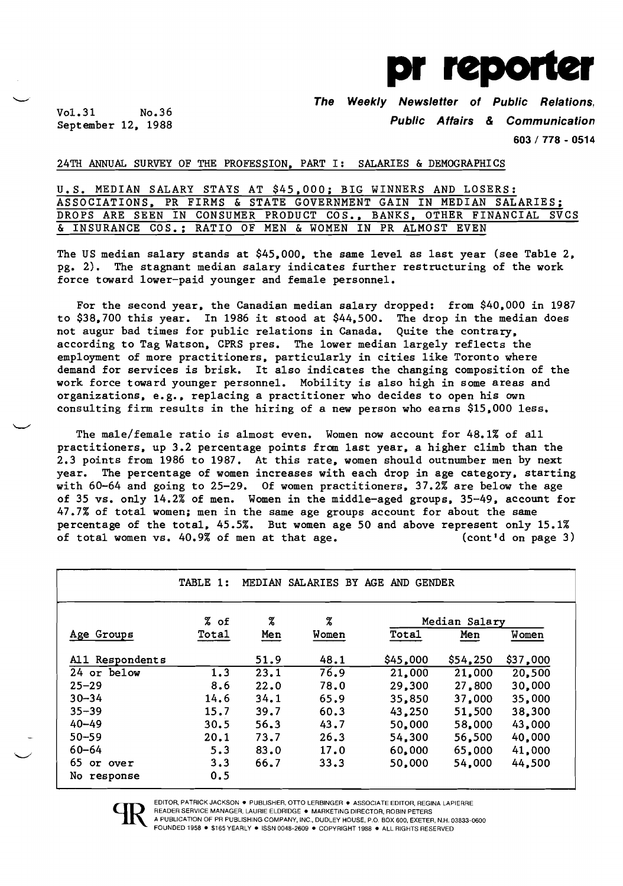# pr reporter

**The Weekly Newsletter of Public Relations, Public Affairs & Communication**

603 / 778 - 0514

Vol.31 No.36
September 12, 1988

24TH ANNUAL SURVEY OF THE PROFESSION, PART I: SALARIES & DEMOGRAPHICS

## U.S. MEDIAN SALARY STAYS AT $45,000; BIG WINNERS AND LOSERS: ASSOCIATIONS, PR FIRMS & STATE GOVERNMENT GAIN IN MEDIAN SALARIES; DROPS ARE SEEN IN CONSUMER PRODUCT COS., BANKS, OTHER FINANCIAL SVCS & INSURANCE COS.; RATIO OF MEN & WOMEN IN PR ALMOST EVEN

The US median salary stands at $45,000, the same level as last year (see Table 2, pg. 2). The stagnant median salary indicates further restructuring of the work force toward lower-paid younger and female personnel.

For the second year, the Canadian median salary dropped: from $40,000 in 1987 to $38,700 this year. In 1986 it stood at $44,500. The drop in the median does not augur bad times for public relations in Canada. Quite the contrary, according to Tag Watson, CPRS pres. The lower median largely reflects the employment of more practitioners, particularly in cities like Toronto where demand for services is brisk. It also indicates the changing composition of the work force toward younger personnel. Mobility is also high in some areas and organizations, e.g., replacing a practitioner who decides to open his own consulting firm results in the hiring of a new person who earns $15,000 less.

The male/female ratio is almost even. Women now account for 48.1% of all practitioners, up 3.2 percentage points from last year, a higher climb than the 2.3 points from 1986 to 1987. At this rate, women should outnumber men by next year. The percentage of women increases with each drop in age category, starting with 60-64 and going to 25-29. Of women practitioners, 37.2% are below the age of 35 vs. only 14.2% of men. Women in the middle-aged groups, 35-49, account for 47.7% of total women; men in the same age groups account for about the same percentage of the total, 45.5%. But women age 50 and above represent only 15.1% of total women vs. 40.9% of men at that age. (cont'd on page 3)

TABLE 1: MEDIAN SALARIES BY AGE AND GENDER

| Age Groups | % of Total | % Men | % Women | Median Salary Total | Median Salary Men | Median Salary Women |
|---|---|---|---|---|---|---|
| All Respondents | | 51.9 | 48.1 | $45,000 | $54,250 | $37,000 |
| 24 or below | 1.3 | 23.1 | 76.9 | 21,000 | 21,000 | 20,500 |
| 25-29 | 8.6 | 22.0 | 78.0 | 29,300 | 27,800 | 30,000 |
| 30-34 | 14.6 | 34.1 | 65.9 | 35,850 | 37,000 | 35,000 |
| 35-39 | 15.7 | 39.7 | 60.3 | 43,250 | 51,500 | 38,300 |
| 40-49 | 30.5 | 56.3 | 43.7 | 50,000 | 58,000 | 43,000 |
| 50-59 | 20.1 | 73.7 | 26.3 | 54,300 | 56,500 | 40,000 |
| 60-64 | 5.3 | 83.0 | 17.0 | 60,000 | 65,000 | 41,000 |
| 65 or over | 3.3 | 66.7 | 33.3 | 50,000 | 54,000 | 44,500 |
| No response | 0.5 | | | | | |

EDITOR, PATRICK JACKSON • PUBLISHER, OTTO LERBINGER • ASSOCIATE EDITOR, REGINA LAPIERRE
READER SERVICE MANAGER, LAURIE ELDRIDGE • MARKETING DIRECTOR, ROBIN PETERS
A PUBLICATION OF PR PUBLISHING COMPANY, INC., DUDLEY HOUSE, P.O. BOX 600, EXETER, N.H. 03833-0600
FOUNDED 1958 • $165 YEARLY • ISSN 0048-2609 • COPYRIGHT 1988 • ALL RIGHTS RESERVED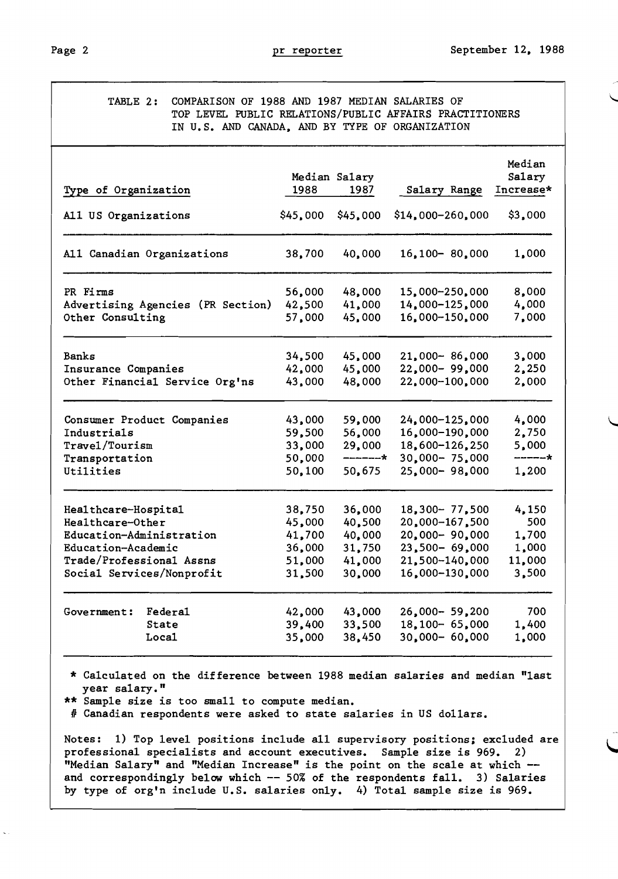TABLE 2: COMPARISON OF 1988 AND 1987 MEDIAN SALARIES OF TOP LEVEL PUBLIC RELATIONS/PUBLIC AFFAIRS PRACTITIONERS IN U.S. AND CANADA, AND BY TYPE OF ORGANIZATION

| Type of Organization | Median Salary 1988 | Median Salary 1987 | Salary Range | Median Salary Increase* |
|---|---|---|---|---|
| All US Organizations | $45,000 | $45,000 | $14,000-260,000 | $3,000 |
| All Canadian Organizations | 38,700 | 40,000 | 16,100- 80,000 | 1,000 |
| PR Firms | 56,000 | 48,000 | 15,000-250,000 | 8,000 |
| Advertising Agencies (PR Section) | 42,500 | 41,000 | 14,000-125,000 | 4,000 |
| Other Consulting | 57,000 | 45,000 | 16,000-150,000 | 7,000 |
| Banks | 34,500 | 45,000 | 21,000- 86,000 | 3,000 |
| Insurance Companies | 42,000 | 45,000 | 22,000- 99,000 | 2,250 |
| Other Financial Service Org'ns | 43,000 | 48,000 | 22,000-100,000 | 2,000 |
| Consumer Product Companies | 43,000 | 59,000 | 24,000-125,000 | 4,000 |
| Industrials | 59,500 | 56,000 | 16,000-190,000 | 2,750 |
| Travel/Tourism | 33,000 | 29,000 | 18,600-126,250 | 5,000 |
| Transportation | 50,000 | ------* | 30,000- 75,000 | -----* |
| Utilities | 50,100 | 50,675 | 25,000- 98,000 | 1,200 |
| Healthcare-Hospital | 38,750 | 36,000 | 18,300- 77,500 | 4,150 |
| Healthcare-Other | 45,000 | 40,500 | 20,000-167,500 | 500 |
| Education-Administration | 41,700 | 40,000 | 20,000- 90,000 | 1,700 |
| Education-Academic | 36,000 | 31,750 | 23,500- 69,000 | 1,000 |
| Trade/Professional Assns | 51,000 | 41,000 | 21,500-140,000 | 11,000 |
| Social Services/Nonprofit | 31,500 | 30,000 | 16,000-130,000 | 3,500 |
| Government: Federal | 42,000 | 43,000 | 26,000- 59,200 | 700 |
| Government: State | 39,400 | 33,500 | 18,100- 65,000 | 1,400 |
| Government: Local | 35,000 | 38,450 | 30,000- 60,000 | 1,000 |

\* Calculated on the difference between 1988 median salaries and median "last year salary."

\*\* Sample size is too small to compute median.

\# Canadian respondents were asked to state salaries in US dollars.

Notes: 1) Top level positions include all supervisory positions; excluded are professional specialists and account executives. Sample size is 969. 2) "Median Salary" and "Median Increase" is the point on the scale at which -- and correspondingly below which -- 50% of the respondents fall. 3) Salaries by type of org'n include U.S. salaries only. 4) Total sample size is 969.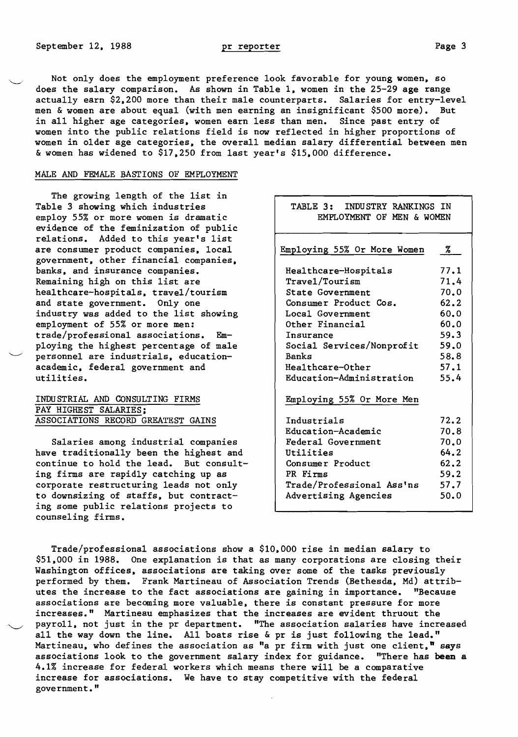Not only does the employment preference look favorable for young women, so does the salary comparison. As shown in Table 1, women in the 25-29 age range actually earn $2,200 more than their male counterparts. Salaries for entry-level men & women are about equal (with men earning an insignificant $500 more). But in all higher age categories, women earn less than men. Since past entry of women into the public relations field is now reflected in higher proportions of women in older age categories, the overall median salary differential between men & women has widened to $17,250 from last year's $15,000 difference.

## MALE AND FEMALE BASTIONS OF EMPLOYMENT

The growing length of the list in Table 3 showing which industries employ 55% or more women is dramatic evidence of the feminization of public relations. Added to this year's list are consumer product companies, local government, other financial companies, banks, and insurance companies. Remaining high on this list are healthcare-hospitals, travel/tourism and state government. Only one industry was added to the list showing employment of 55% or more men: trade/professional associations. Employing the highest percentage of male personnel are industrials, education-academic, federal government and utilities.

**TABLE 3: INDUSTRY RANKINGS IN EMPLOYMENT OF MEN & WOMEN**

| Employing 55% Or More Women | % |
|---|---|
| Healthcare-Hospitals | 77.1 |
| Travel/Tourism | 71.4 |
| State Government | 70.0 |
| Consumer Product Cos. | 62.2 |
| Local Government | 60.0 |
| Other Financial | 60.0 |
| Insurance | 59.3 |
| Social Services/Nonprofit | 59.0 |
| Banks | 58.8 |
| Healthcare-Other | 57.1 |
| Education-Administration | 55.4 |
| **Employing 55% Or More Men** | |
| Industrials | 72.2 |
| Education-Academic | 70.8 |
| Federal Government | 70.0 |
| Utilities | 64.2 |
| Consumer Product | 62.2 |
| PR Firms | 59.2 |
| Trade/Professional Ass'ns | 57.7 |
| Advertising Agencies | 50.0 |

## INDUSTRIAL AND CONSULTING FIRMS PAY HIGHEST SALARIES; ASSOCIATIONS RECORD GREATEST GAINS

Salaries among industrial companies have traditionally been the highest and continue to hold the lead. But consulting firms are rapidly catching up as corporate restructuring leads not only to downsizing of staffs, but contracting some public relations projects to counseling firms.

Trade/professional associations show a $10,000 rise in median salary to $51,000 in 1988. One explanation is that as many corporations are closing their Washington offices, associations are taking over some of the tasks previously performed by them. Frank Martineau of Association Trends (Bethesda, Md) attributes the increase to the fact associations are gaining in importance. "Because associations are becoming more valuable, there is constant pressure for more increases." Martineau emphasizes that the increases are evident thruout the payroll, not just in the pr department. "The association salaries have increased all the way down the line. All boats rise & pr is just following the lead." Martineau, who defines the association as "a pr firm with just one client," says associations look to the government salary index for guidance. "There has been a 4.1% increase for federal workers which means there will be a comparative increase for associations. We have to stay competitive with the federal government."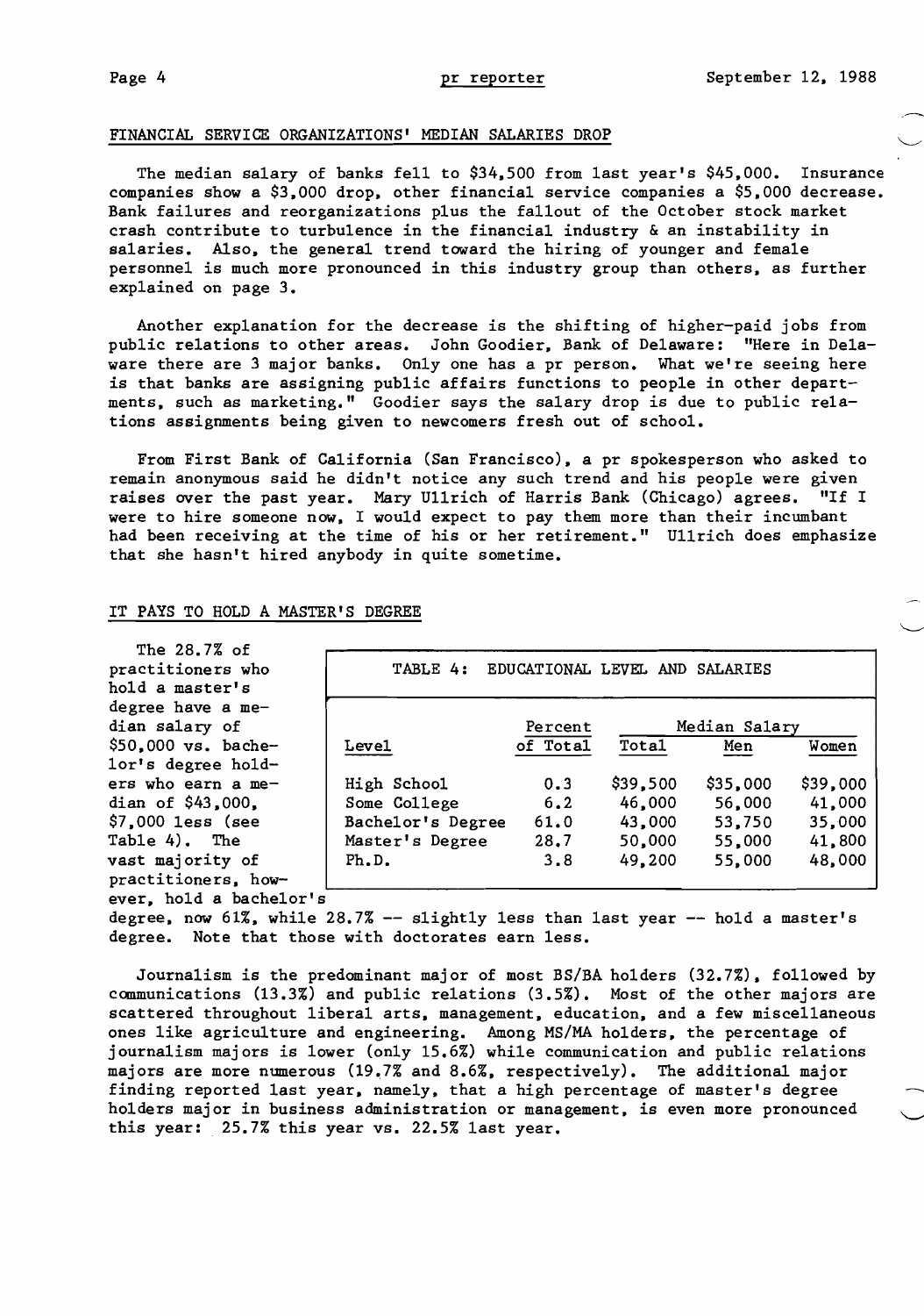## FINANCIAL SERVICE ORGANIZATIONS' MEDIAN SALARIES DROP

The median salary of banks fell to $34,500 from last year's $45,000. Insurance companies show a $3,000 drop, other financial service companies a $5,000 decrease. Bank failures and reorganizations plus the fallout of the October stock market crash contribute to turbulence in the financial industry & an instability in salaries. Also, the general trend toward the hiring of younger and female personnel is much more pronounced in this industry group than others, as further explained on page 3.

Another explanation for the decrease is the shifting of higher-paid jobs from public relations to other areas. John Goodier, Bank of Delaware: "Here in Delaware there are 3 major banks. Only one has a pr person. What we're seeing here is that banks are assigning public affairs functions to people in other departments, such as marketing." Goodier says the salary drop is due to public relations assignments being given to newcomers fresh out of school.

From First Bank of California (San Francisco), a pr spokesperson who asked to remain anonymous said he didn't notice any such trend and his people were given raises over the past year. Mary Ullrich of Harris Bank (Chicago) agrees. "If I were to hire someone now, I would expect to pay them more than their incumbant had been receiving at the time of his or her retirement." Ullrich does emphasize that she hasn't hired anybody in quite sometime.

## IT PAYS TO HOLD A MASTER'S DEGREE

The 28.7% of practitioners who hold a master's degree have a median salary of $50,000 vs. bachelor's degree holders who earn a median of $43,000, $7,000 less (see Table 4). The vast majority of practitioners, however, hold a bachelor's degree, now 61%, while 28.7% -- slightly less than last year -- hold a master's degree. Note that those with doctorates earn less.

TABLE 4: EDUCATIONAL LEVEL AND SALARIES

| Level | Percent of Total | Median Salary Total | Men | Women |
|---|---|---|---|---|
| High School | 0.3 | $39,500 | $35,000 | $39,000 |
| Some College | 6.2 | 46,000 | 56,000 | 41,000 |
| Bachelor's Degree | 61.0 | 43,000 | 53,750 | 35,000 |
| Master's Degree | 28.7 | 50,000 | 55,000 | 41,800 |
| Ph.D. | 3.8 | 49,200 | 55,000 | 48,000 |

Journalism is the predominant major of most BS/BA holders (32.7%), followed by communications (13.3%) and public relations (3.5%). Most of the other majors are scattered throughout liberal arts, management, education, and a few miscellaneous ones like agriculture and engineering. Among MS/MA holders, the percentage of journalism majors is lower (only 15.6%) while communication and public relations majors are more numerous (19.7% and 8.6%, respectively). The additional major finding reported last year, namely, that a high percentage of master's degree holders major in business administration or management, is even more pronounced this year: 25.7% this year vs. 22.5% last year.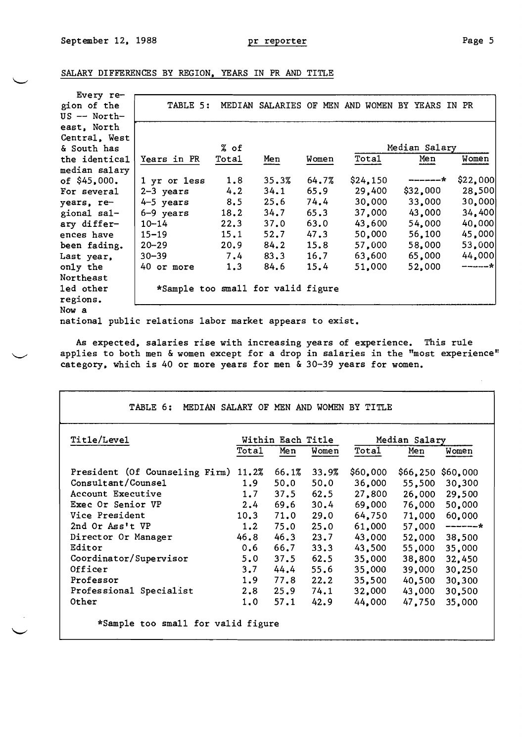## SALARY DIFFERENCES BY REGION, YEARS IN PR AND TITLE

Every region of the US -- Northeast, North Central, West & South has the identical median salary of $45,000. For several years, regional salary differences have been fading. Last year, only the Northeast led other regions. Now a national public relations labor market appears to exist.

**TABLE 5: MEDIAN SALARIES OF MEN AND WOMEN BY YEARS IN PR**

| Years in PR | % of Total | Men | Women | Median Salary | | |
|---|---|---|---|---|---|---|
| | | | | Total | Men | Women |
| 1 yr or less | 1.8 | 35.3% | 64.7% | $24,150 | ------* | $22,000 |
| 2-3 years | 4.2 | 34.1 | 65.9 | 29,400 | $32,000 | 28,500 |
| 4-5 years | 8.5 | 25.6 | 74.4 | 30,000 | 33,000 | 30,000 |
| 6-9 years | 18.2 | 34.7 | 65.3 | 37,000 | 43,000 | 34,400 |
| 10-14 | 22.3 | 37.0 | 63.0 | 43,600 | 54,000 | 40,000 |
| 15-19 | 15.1 | 52.7 | 47.3 | 50,000 | 56,100 | 45,000 |
| 20-29 | 20.9 | 84.2 | 15.8 | 57,000 | 58,000 | 53,000 |
| 30-39 | 7.4 | 83.3 | 16.7 | 63,600 | 65,000 | 44,000 |
| 40 or more | 1.3 | 84.6 | 15.4 | 51,000 | 52,000 | ------* |

*Sample too small for valid figure

As expected, salaries rise with increasing years of experience. This rule applies to both men & women except for a drop in salaries in the "most experience" category, which is 40 or more years for men & 30-39 years for women.

**TABLE 6: MEDIAN SALARY OF MEN AND WOMEN BY TITLE**

| Title/Level | Within Each Title | | | Median Salary | | |
|---|---|---|---|---|---|---|
| | Total | Men | Women | Total | Men | Women |
| President (Of Counseling Firm) | 11.2% | 66.1% | 33.9% | $60,000 | $66,250 | $60,000 |
| Consultant/Counsel | 1.9 | 50.0 | 50.0 | 36,000 | 55,500 | 30,300 |
| Account Executive | 1.7 | 37.5 | 62.5 | 27,800 | 26,000 | 29,500 |
| Exec Or Senior VP | 2.4 | 69.6 | 30.4 | 69,000 | 76,000 | 50,000 |
| Vice President | 10.3 | 71.0 | 29.0 | 64,750 | 71,000 | 60,000 |
| 2nd Or Ass't VP | 1.2 | 75.0 | 25.0 | 61,000 | 57,000 | ------* |
| Director Or Manager | 46.8 | 46.3 | 23.7 | 43,000 | 52,000 | 38,500 |
| Editor | 0.6 | 66.7 | 33.3 | 43,500 | 55,000 | 35,000 |
| Coordinator/Supervisor | 5.0 | 37.5 | 62.5 | 35,000 | 38,800 | 32,450 |
| Officer | 3.7 | 44.4 | 55.6 | 35,000 | 39,000 | 30,250 |
| Professor | 1.9 | 77.8 | 22.2 | 35,500 | 40,500 | 30,300 |
| Professional Specialist | 2.8 | 25.9 | 74.1 | 32,000 | 43,000 | 30,500 |
| Other | 1.0 | 57.1 | 42.9 | 44,000 | 47,750 | 35,000 |

*Sample too small for valid figure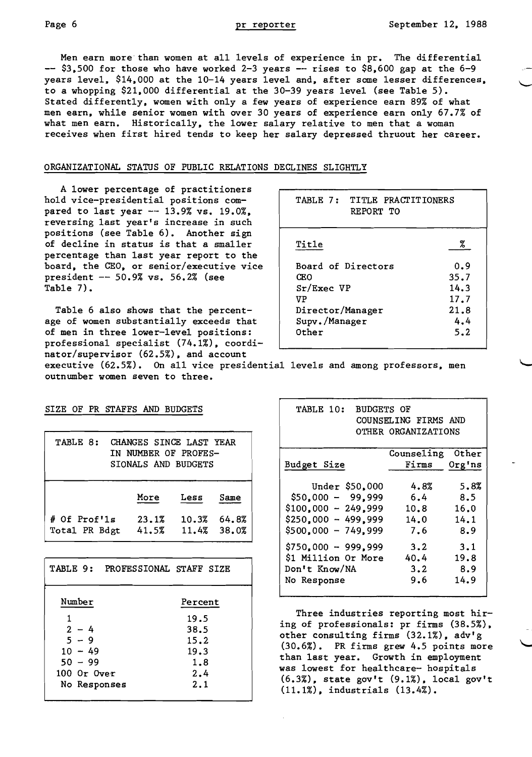Men earn more than women at all levels of experience in pr. The differential -- $3,500 for those who have worked 2-3 years -- rises to $8,600 gap at the 6-9 years level, $14,000 at the 10-14 years level and, after some lesser differences, to a whopping $21,000 differential at the 30-39 years level (see Table 5). Stated differently, women with only a few years of experience earn 89% of what men earn, while senior women with over 30 years of experience earn only 67.7% of what men earn. Historically, the lower salary relative to men that a woman receives when first hired tends to keep her salary depressed thruout her career.

## ORGANIZATIONAL STATUS OF PUBLIC RELATIONS DECLINES SLIGHTLY

A lower percentage of practitioners hold vice-presidential positions compared to last year -- 13.9% vs. 19.0%, reversing last year's increase in such positions (see Table 6). Another sign of decline in status is that a smaller percentage than last year report to the board, the CEO, or senior/executive vice president -- 50.9% vs. 56.2% (see Table 7).

Table 6 also shows that the percentage of women substantially exceeds that of men in three lower-level positions: professional specialist (74.1%), coordinator/supervisor (62.5%), and account executive (62.5%). On all vice presidential levels and among professors, men outnumber women seven to three.

TABLE 7: TITLE PRACTITIONERS REPORT TO

| Title | % |
|---|---|
| Board of Directors | 0.9 |
| CEO | 35.7 |
| Sr/Exec VP | 14.3 |
| VP | 17.7 |
| Director/Manager | 21.8 |
| Supv./Manager | 4.4 |
| Other | 5.2 |

## SIZE OF PR STAFFS AND BUDGETS

TABLE 8: CHANGES SINCE LAST YEAR IN NUMBER OF PROFESSIONALS AND BUDGETS

| | More | Less | Same |
|---|---|---|---|
| # Of Prof'ls | 23.1% | 10.3% | 64.8% |
| Total PR Bdgt | 41.5% | 11.4% | 38.0% |

TABLE 9: PROFESSIONAL STAFF SIZE

| Number | Percent |
|---|---|
| 1 | 19.5 |
| 2 - 4 | 38.5 |
| 5 - 9 | 15.2 |
| 10 - 49 | 19.3 |
| 50 - 99 | 1.8 |
| 100 Or Over | 2.4 |
| No Responses | 2.1 |

TABLE 10: BUDGETS OF COUNSELING FIRMS AND OTHER ORGANIZATIONS

| Budget Size | Counseling Firms | Other Org'ns |
|---|---|---|
| Under $50,000 | 4.8% | 5.8% |
| $50,000 - 99,999 | 6.4 | 8.5 |
| $100,000 - 249,999 | 10.8 | 16.0 |
| $250,000 - 499,999 | 14.0 | 14.1 |
| $500,000 - 749,999 | 7.6 | 8.9 |
| $750,000 - 999,999 | 3.2 | 3.1 |
| $1 Million Or More | 40.4 | 19.8 |
| Don't Know/NA | 3.2 | 8.9 |
| No Response | 9.6 | 14.9 |

Three industries reporting most hiring of professionals: pr firms (38.5%), other consulting firms (32.1%), adv'g (30.6%). PR firms grew 4.5 points more than last year. Growth in employment was lowest for healthcare- hospitals (6.3%), state gov't (9.1%), local gov't (11.1%), industrials (13.4%).